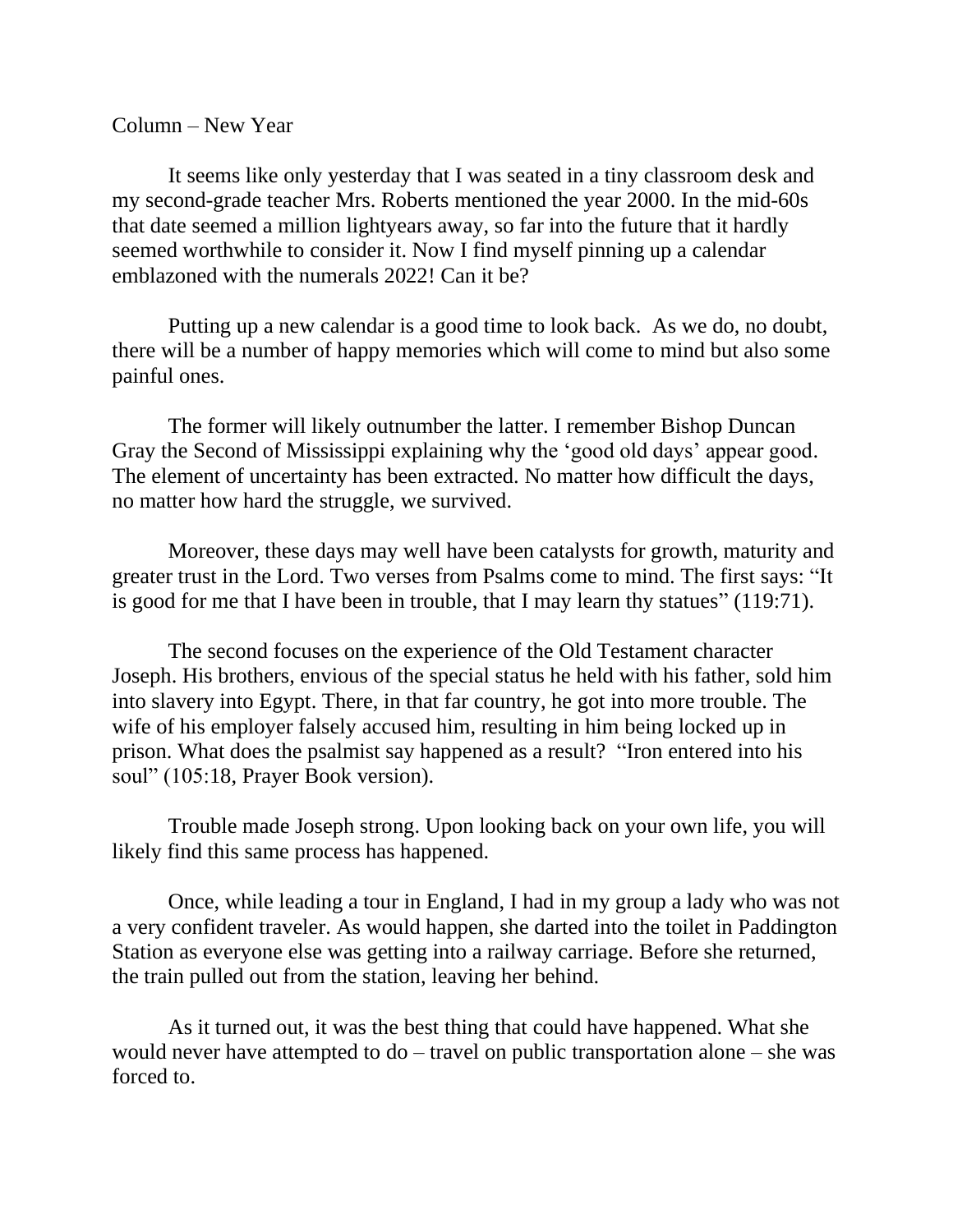Column – New Year

It seems like only yesterday that I was seated in a tiny classroom desk and my second-grade teacher Mrs. Roberts mentioned the year 2000. In the mid-60s that date seemed a million lightyears away, so far into the future that it hardly seemed worthwhile to consider it. Now I find myself pinning up a calendar emblazoned with the numerals 2022! Can it be?

Putting up a new calendar is a good time to look back. As we do, no doubt, there will be a number of happy memories which will come to mind but also some painful ones.

The former will likely outnumber the latter. I remember Bishop Duncan Gray the Second of Mississippi explaining why the 'good old days' appear good. The element of uncertainty has been extracted. No matter how difficult the days, no matter how hard the struggle, we survived.

Moreover, these days may well have been catalysts for growth, maturity and greater trust in the Lord. Two verses from Psalms come to mind. The first says: "It is good for me that I have been in trouble, that I may learn thy statues" (119:71).

The second focuses on the experience of the Old Testament character Joseph. His brothers, envious of the special status he held with his father, sold him into slavery into Egypt. There, in that far country, he got into more trouble. The wife of his employer falsely accused him, resulting in him being locked up in prison. What does the psalmist say happened as a result? "Iron entered into his soul" (105:18, Prayer Book version).

Trouble made Joseph strong. Upon looking back on your own life, you will likely find this same process has happened.

Once, while leading a tour in England, I had in my group a lady who was not a very confident traveler. As would happen, she darted into the toilet in Paddington Station as everyone else was getting into a railway carriage. Before she returned, the train pulled out from the station, leaving her behind.

As it turned out, it was the best thing that could have happened. What she would never have attempted to do – travel on public transportation alone – she was forced to.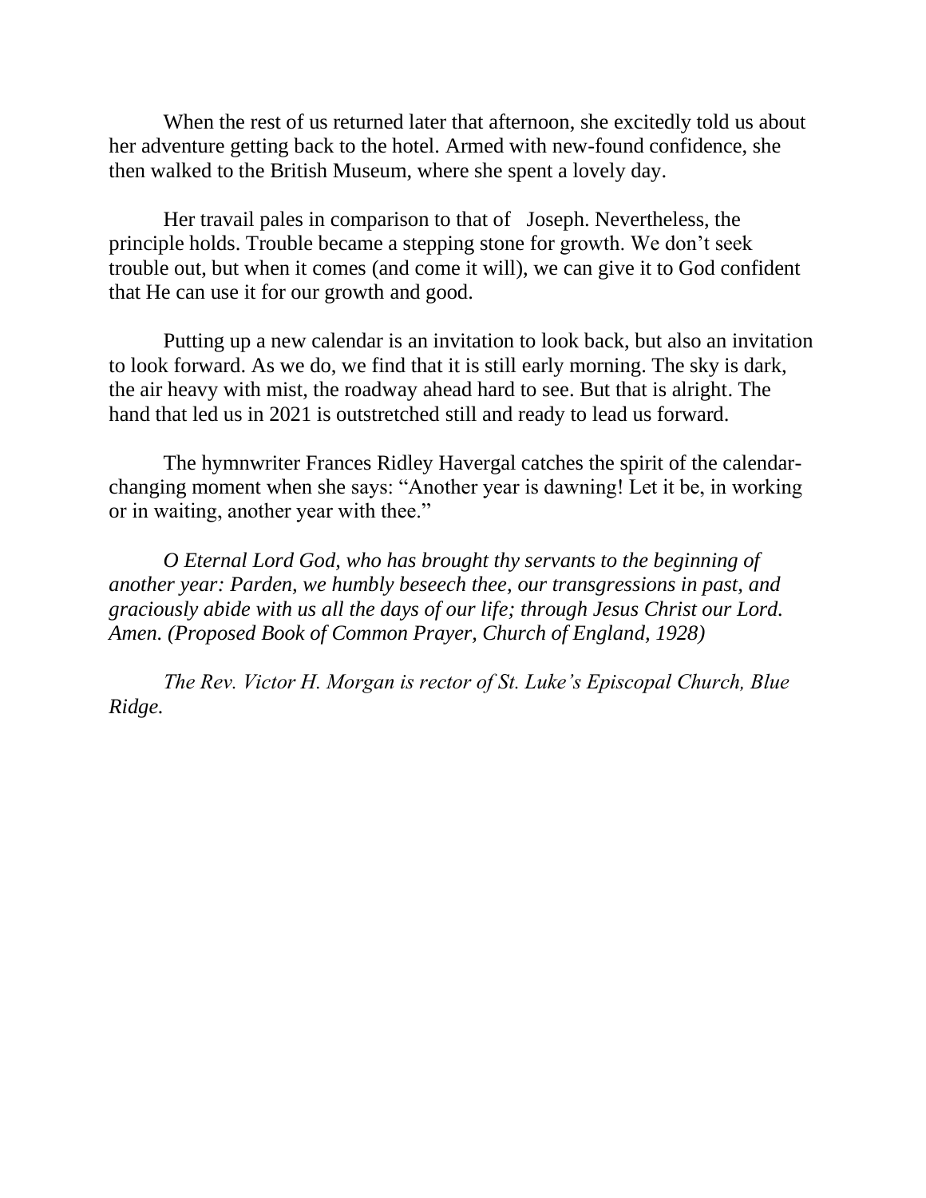When the rest of us returned later that afternoon, she excitedly told us about her adventure getting back to the hotel. Armed with new-found confidence, she then walked to the British Museum, where she spent a lovely day.

Her travail pales in comparison to that of  Joseph. Nevertheless, the principle holds. Trouble became a stepping stone for growth. We don't seek trouble out, but when it comes (and come it will), we can give it to God confident that He can use it for our growth and good.

Putting up a new calendar is an invitation to look back, but also an invitation to look forward. As we do, we find that it is still early morning. The sky is dark, the air heavy with mist, the roadway ahead hard to see. But that is alright. The hand that led us in 2021 is outstretched still and ready to lead us forward.

The hymnwriter Frances Ridley Havergal catches the spirit of the calendar-changing moment when she says: "Another year is dawning! Let it be, in working or in waiting, another year with thee."

*O Eternal Lord God, who has brought thy servants to the beginning of another year: Parden, we humbly beseech thee, our transgressions in past, and graciously abide with us all the days of our life; through Jesus Christ our Lord. Amen. (Proposed Book of Common Prayer, Church of England, 1928)*

*The Rev. Victor H. Morgan is rector of St. Luke's Episcopal Church, Blue Ridge.*